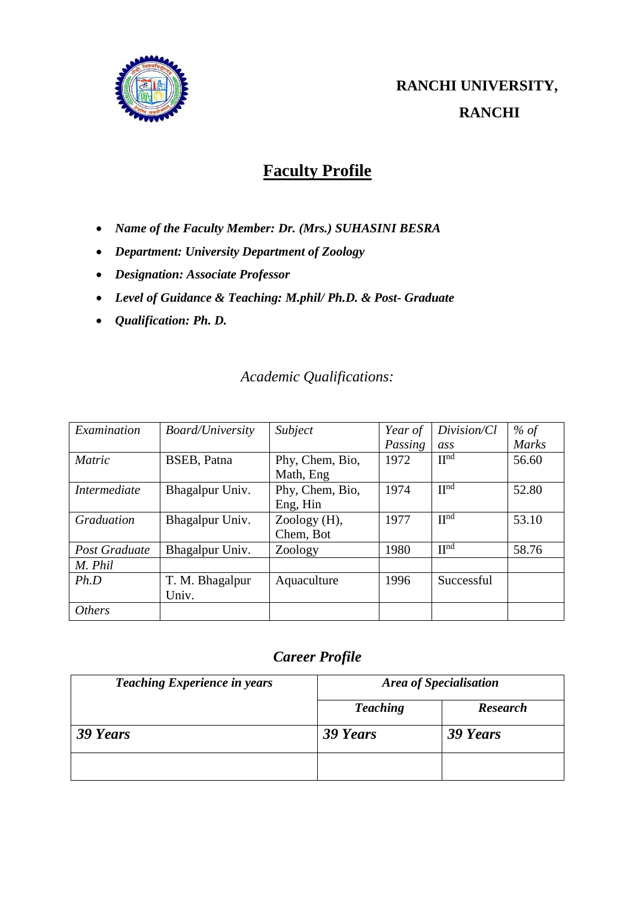**RANCHI UNIVERSITY, RANCHI**

# Faculty Profile

- ***Name of the Faculty Member: Dr. (Mrs.) SUHASINI BESRA***
- ***Department: University Department of Zoology***
- ***Designation: Associate Professor***
- ***Level of Guidance & Teaching: M.phil/ Ph.D. & Post- Graduate***
- ***Qualification: Ph. D.***

## *Academic Qualifications:*

| *Examination* | *Board/University* | *Subject* | *Year of Passing* | *Division/Class* | *% of Marks* |
|---|---|---|---|---|---|
| *Matric* | BSEB, Patna | Phy, Chem, Bio, Math, Eng | 1972 | $II^{nd}$ | 56.60 |
| *Intermediate* | Bhagalpur Univ. | Phy, Chem, Bio, Eng, Hin | 1974 | $II^{nd}$ | 52.80 |
| *Graduation* | Bhagalpur Univ. | Zoology (H), Chem, Bot | 1977 | $II^{nd}$ | 53.10 |
| *Post Graduate* | Bhagalpur Univ. | Zoology | 1980 | $II^{nd}$ | 58.76 |
| *M. Phil* | | | | | |
| *Ph.D* | T. M. Bhagalpur Univ. | Aquaculture | 1996 | Successful | |
| *Others* | | | | | |

## *Career Profile*

| ***Teaching Experience in years*** | ***Area of Specialisation*** | |
|---|---|---|
| | ***Teaching*** | ***Research*** |
| ***39 Years*** | ***39 Years*** | ***39 Years*** |
| | | |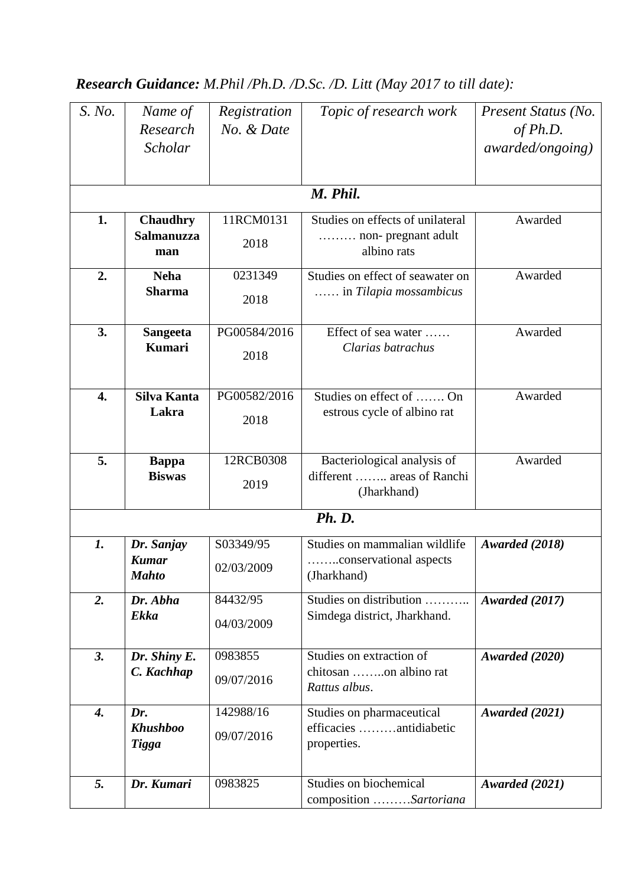***Research Guidance:*** *M.Phil /Ph.D. /D.Sc. /D. Litt (May 2017 to till date):*

| *S. No.* | *Name of Research Scholar* | *Registration No. & Date* | *Topic of research work* | *Present Status (No. of Ph.D. awarded/ongoing)* |
|---|---|---|---|---|
| ***M. Phil.*** | | | | |
| **1.** | **Chaudhry Salmanuzza man** | 11RCM0131 2018 | Studies on effects of unilateral ……… non- pregnant adult albino rats | Awarded |
| **2.** | **Neha Sharma** | 0231349 2018 | Studies on effect of seawater on …… in *Tilapia mossambicus* | Awarded |
| **3.** | **Sangeeta Kumari** | PG00584/2016 2018 | Effect of sea water …… *Clarias batrachus* | Awarded |
| **4.** | **Silva Kanta Lakra** | PG00582/2016 2018 | Studies on effect of ……. On estrous cycle of albino rat | Awarded |
| **5.** | **Bappa Biswas** | 12RCB0308 2019 | Bacteriological analysis of different …….. areas of Ranchi (Jharkhand) | Awarded |
| ***Ph. D.*** | | | | |
| ***1.*** | ***Dr. Sanjay Kumar Mahto*** | S03349/95 02/03/2009 | Studies on mammalian wildlife ……..conservational aspects (Jharkhand) | ***Awarded (2018)*** |
| ***2.*** | ***Dr. Abha Ekka*** | 84432/95 04/03/2009 | Studies on distribution ……….. Simdega district, Jharkhand. | ***Awarded (2017)*** |
| ***3.*** | ***Dr. Shiny E. C. Kachhap*** | 0983855 09/07/2016 | Studies on extraction of chitosan ……..on albino rat *Rattus albus*. | ***Awarded (2020)*** |
| ***4.*** | ***Dr. Khushboo Tigga*** | 142988/16 09/07/2016 | Studies on pharmaceutical efficacies ………antidiabetic properties. | ***Awarded (2021)*** |
| ***5.*** | ***Dr. Kumari*** | 0983825 | Studies on biochemical composition ………*Sartoriana* | ***Awarded (2021)*** |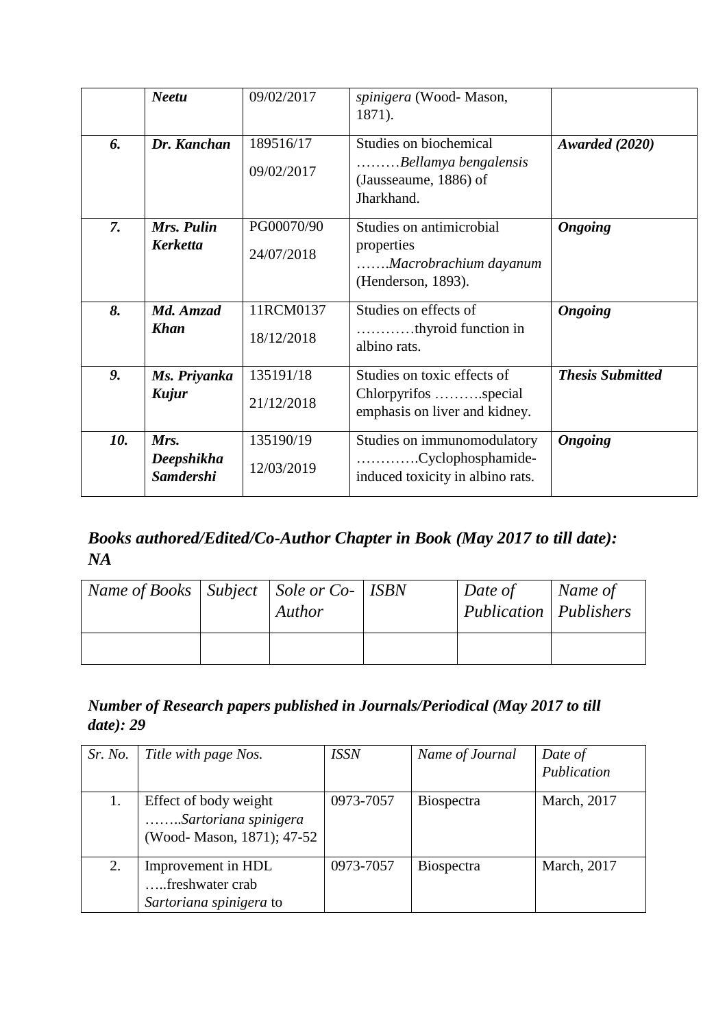|  | ***Neetu*** | 09/02/2017 | *spinigera* (Wood- Mason, 1871). |  |
|---|---|---|---|---|
| ***6.*** | ***Dr. Kanchan*** | 189516/17<br>09/02/2017 | Studies on biochemical ………*Bellamya bengalensis* (Jausseaume, 1886) of Jharkhand. | ***Awarded (2020)*** |
| ***7.*** | ***Mrs. Pulin Kerketta*** | PG00070/90<br>24/07/2018 | Studies on antimicrobial properties …….*Macrobrachium dayanum* (Henderson, 1893). | ***Ongoing*** |
| ***8.*** | ***Md. Amzad Khan*** | 11RCM0137<br>18/12/2018 | Studies on effects of …………thyroid function in albino rats. | ***Ongoing*** |
| ***9.*** | ***Ms. Priyanka Kujur*** | 135191/18<br>21/12/2018 | Studies on toxic effects of Chlorpyrifos ……….special emphasis on liver and kidney. | ***Thesis Submitted*** |
| ***10.*** | ***Mrs. Deepshikha Samdershi*** | 135190/19<br>12/03/2019 | Studies on immunomodulatory ………….Cyclophosphamide-induced toxicity in albino rats. | ***Ongoing*** |

### ***Books authored/Edited/Co-Author Chapter in Book (May 2017 to till date): NA***

| *Name of Books* | *Subject* | *Sole or Co-Author* | *ISBN* | *Date of Publication* | *Name of Publishers* |
|---|---|---|---|---|---|
|  |  |  |  |  |  |

### ***Number of Research papers published in Journals/Periodical (May 2017 to till date): 29***

| *Sr. No.* | *Title with page Nos.* | *ISSN* | *Name of Journal* | *Date of Publication* |
|---|---|---|---|---|
| 1. | Effect of body weight ……..*Sartoriana spinigera* (Wood- Mason, 1871); 47-52 | 0973-7057 | Biospectra | March, 2017 |
| 2. | Improvement in HDL …..freshwater crab *Sartoriana spinigera* to | 0973-7057 | Biospectra | March, 2017 |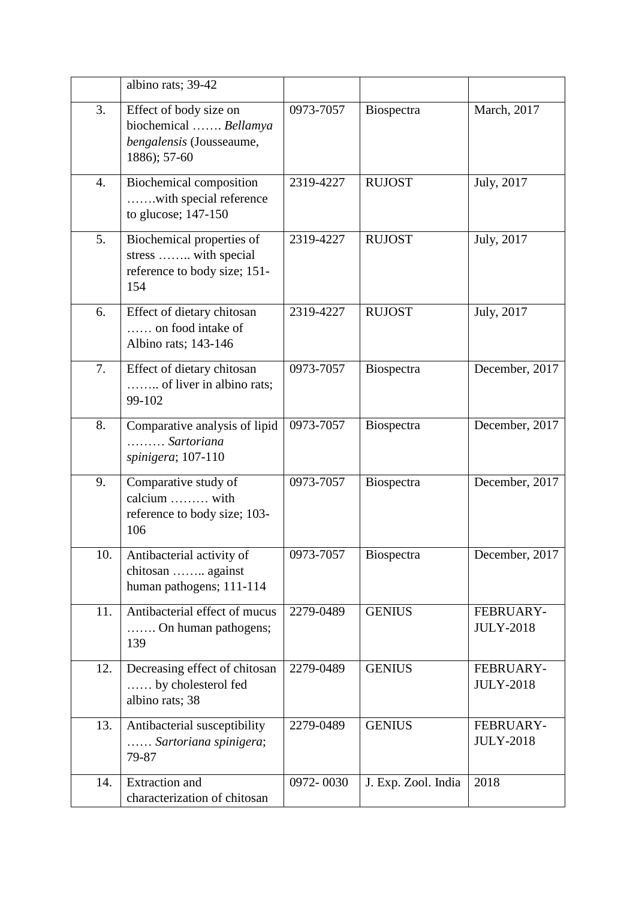|  | albino rats; 39-42 |  |  |  |
|---|---|---|---|---|
| 3. | Effect of body size on biochemical ……. *Bellamya bengalensis* (Jousseaume, 1886); 57-60 | 0973-7057 | Biospectra | March, 2017 |
| 4. | Biochemical composition …….with special reference to glucose; 147-150 | 2319-4227 | RUJOST | July, 2017 |
| 5. | Biochemical properties of stress …….. with special reference to body size; 151-154 | 2319-4227 | RUJOST | July, 2017 |
| 6. | Effect of dietary chitosan …… on food intake of Albino rats; 143-146 | 2319-4227 | RUJOST | July, 2017 |
| 7. | Effect of dietary chitosan …….. of liver in albino rats; 99-102 | 0973-7057 | Biospectra | December, 2017 |
| 8. | Comparative analysis of lipid ……… *Sartoriana spinigera*; 107-110 | 0973-7057 | Biospectra | December, 2017 |
| 9. | Comparative study of calcium ……… with reference to body size; 103-106 | 0973-7057 | Biospectra | December, 2017 |
| 10. | Antibacterial activity of chitosan …….. against human pathogens; 111-114 | 0973-7057 | Biospectra | December, 2017 |
| 11. | Antibacterial effect of mucus ……. On human pathogens; 139 | 2279-0489 | GENIUS | FEBRUARY-JULY-2018 |
| 12. | Decreasing effect of chitosan …… by cholesterol fed albino rats; 38 | 2279-0489 | GENIUS | FEBRUARY-JULY-2018 |
| 13. | Antibacterial susceptibility …… *Sartoriana spinigera*; 79-87 | 2279-0489 | GENIUS | FEBRUARY-JULY-2018 |
| 14. | Extraction and characterization of chitosan | 0972- 0030 | J. Exp. Zool. India | 2018 |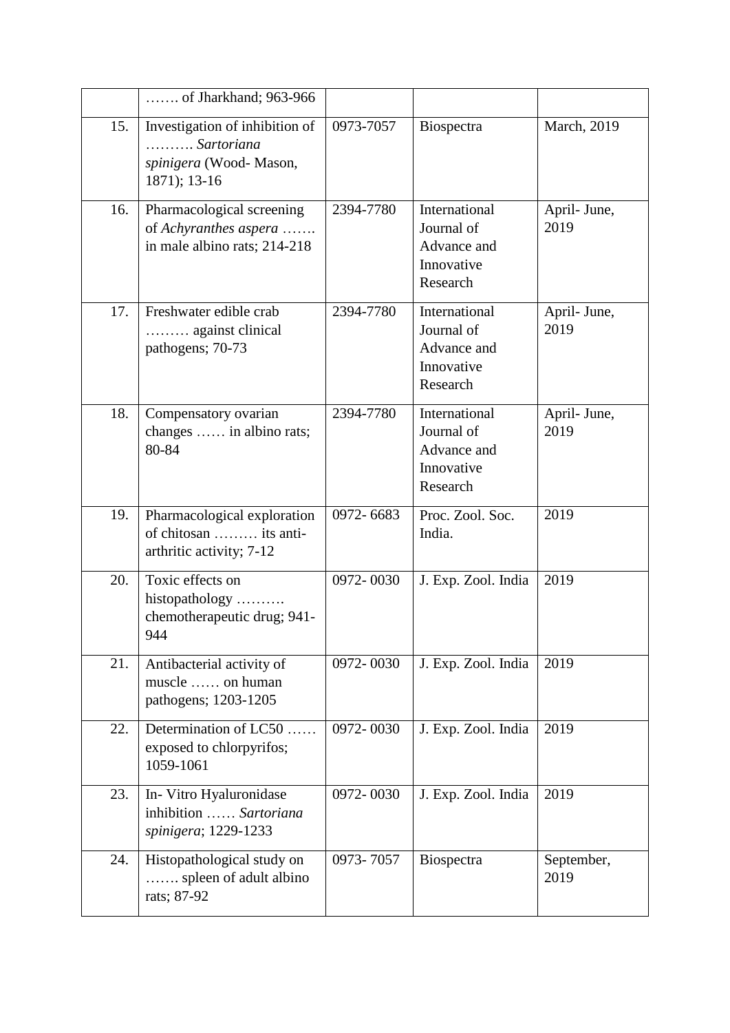|  | ……. of Jharkhand; 963-966 |  |  |  |
|---|---|---|---|---|
| 15. | Investigation of inhibition of ………. *Sartoriana spinigera* (Wood- Mason, 1871); 13-16 | 0973-7057 | Biospectra | March, 2019 |
| 16. | Pharmacological screening of *Achyranthes aspera* ……. in male albino rats; 214-218 | 2394-7780 | International Journal of Advance and Innovative Research | April- June, 2019 |
| 17. | Freshwater edible crab ……… against clinical pathogens; 70-73 | 2394-7780 | International Journal of Advance and Innovative Research | April- June, 2019 |
| 18. | Compensatory ovarian changes …… in albino rats; 80-84 | 2394-7780 | International Journal of Advance and Innovative Research | April- June, 2019 |
| 19. | Pharmacological exploration of chitosan ……… its anti-arthritic activity; 7-12 | 0972- 6683 | Proc. Zool. Soc. India. | 2019 |
| 20. | Toxic effects on histopathology ………. chemotherapeutic drug; 941-944 | 0972- 0030 | J. Exp. Zool. India | 2019 |
| 21. | Antibacterial activity of muscle …… on human pathogens; 1203-1205 | 0972- 0030 | J. Exp. Zool. India | 2019 |
| 22. | Determination of LC50 …… exposed to chlorpyrifos; 1059-1061 | 0972- 0030 | J. Exp. Zool. India | 2019 |
| 23. | In- Vitro Hyaluronidase inhibition …… *Sartoriana spinigera*; 1229-1233 | 0972- 0030 | J. Exp. Zool. India | 2019 |
| 24. | Histopathological study on ……. spleen of adult albino rats; 87-92 | 0973- 7057 | Biospectra | September, 2019 |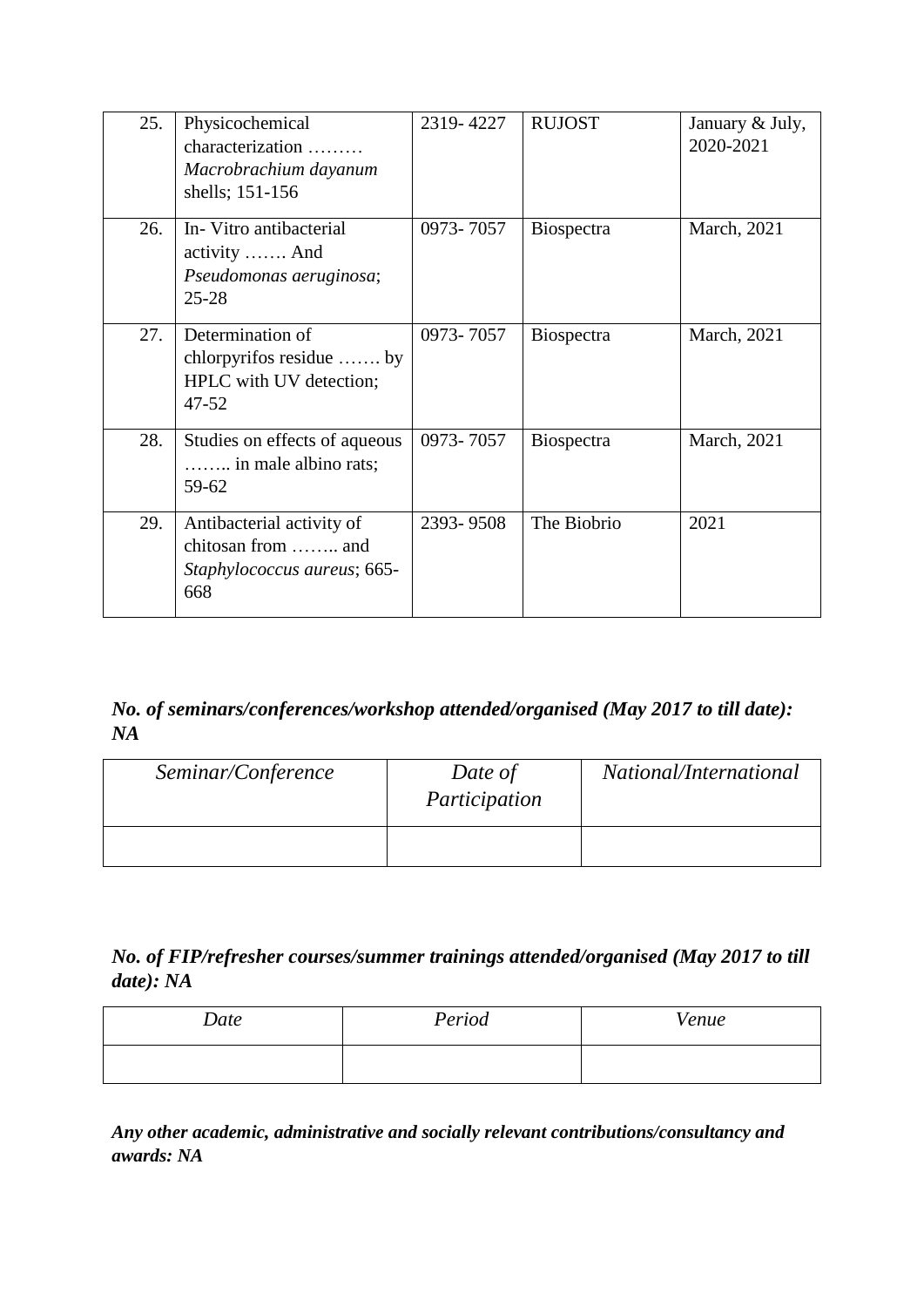| | | | | |
|---|---|---|---|---|
| 25. | Physicochemical characterization ……… *Macrobrachium dayanum* shells; 151-156 | 2319- 4227 | RUJOST | January & July, 2020-2021 |
| 26. | In- Vitro antibacterial activity ……. And *Pseudomonas aeruginosa*; 25-28 | 0973- 7057 | Biospectra | March, 2021 |
| 27. | Determination of chlorpyrifos residue ……. by HPLC with UV detection; 47-52 | 0973- 7057 | Biospectra | March, 2021 |
| 28. | Studies on effects of aqueous …….. in male albino rats; 59-62 | 0973- 7057 | Biospectra | March, 2021 |
| 29. | Antibacterial activity of chitosan from …….. and *Staphylococcus aureus*; 665-668 | 2393- 9508 | The Biobrio | 2021 |

***No. of seminars/conferences/workshop attended/organised (May 2017 to till date): NA***

| *Seminar/Conference* | *Date of Participation* | *National/International* |
|---|---|---|
| | | |

***No. of FIP/refresher courses/summer trainings attended/organised (May 2017 to till date): NA***

| *Date* | *Period* | *Venue* |
|---|---|---|
| | | |

***Any other academic, administrative and socially relevant contributions/consultancy and awards: NA***